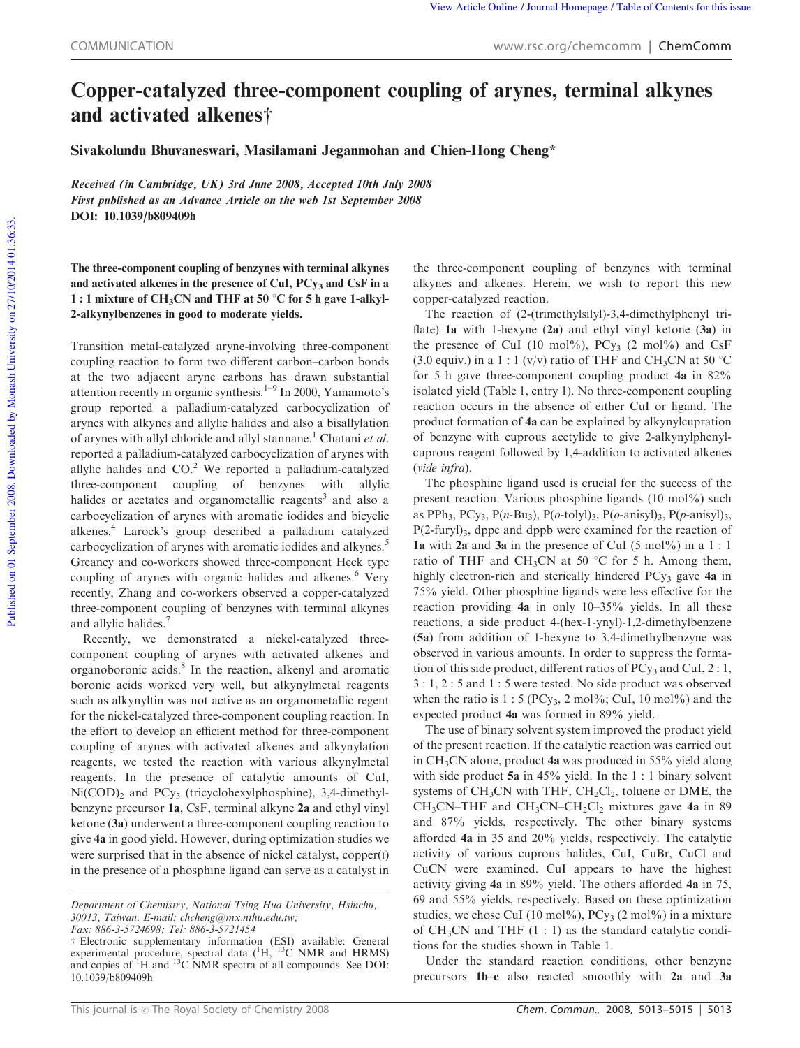# Copper-catalyzed three-component coupling of arynes, terminal alkynes and activated alkenes†

Sivakolundu Bhuvaneswari, Masilamani Jeganmohan and Chien-Hong Cheng*

*Received (in Cambridge, UK) 3rd June 2008, Accepted 10th July 2008*
*First published as an Advance Article on the web 1st September 2008*
**DOI: 10.1039/b809409h**

**The three-component coupling of benzynes with terminal alkynes and activated alkenes in the presence of CuI, $PCy_3$ and CsF in a 1 : 1 mixture of $CH_3CN$ and THF at 50 °C for 5 h gave 1-alkyl-2-alkynylbenzenes in good to moderate yields.**

Transition metal-catalyzed aryne-involving three-component coupling reaction to form two different carbon–carbon bonds at the two adjacent aryne carbons has drawn substantial attention recently in organic synthesis.[1–9] In 2000, Yamamoto's group reported a palladium-catalyzed carbocyclization of arynes with alkynes and allylic halides and also a bisallylation of arynes with allyl chloride and allyl stannane.[1] Chatani *et al.* reported a palladium-catalyzed carbocyclization of arynes with allylic halides and CO.[2] We reported a palladium-catalyzed three-component coupling of benzynes with allylic halides or acetates and organometallic reagents[3] and also a carbocyclization of arynes with aromatic iodides and bicyclic alkenes.[4] Larock's group described a palladium catalyzed carbocyclization of arynes with aromatic iodides and alkynes.[5] Greaney and co-workers showed three-component Heck type coupling of arynes with organic halides and alkenes.[6] Very recently, Zhang and co-workers observed a copper-catalyzed three-component coupling of benzynes with terminal alkynes and allylic halides.[7]

Recently, we demonstrated a nickel-catalyzed three-component coupling of arynes with activated alkenes and organoboronic acids.[8] In the reaction, alkenyl and aromatic boronic acids worked very well, but alkynylmetal reagents such as alkynyltin was not active as an organometallic regent for the nickel-catalyzed three-component coupling reaction. In the effort to develop an efficient method for three-component coupling of arynes with activated alkenes and alkynylation reagents, we tested the reaction with various alkynylmetal reagents. In the presence of catalytic amounts of CuI, $Ni(COD)_2$ and $PCy_3$ (tricyclohexylphosphine), 3,4-dimethylbenzene precursor **1a**, CsF, terminal alkyne **2a** and ethyl vinyl ketone (**3a**) underwent a three-component coupling reaction to give **4a** in good yield. However, during optimization studies we were surprised that in the absence of nickel catalyst, copper(I) in the presence of a phosphine ligand can serve as a catalyst in the three-component coupling of benzynes with terminal alkynes and alkenes. Herein, we wish to report this new copper-catalyzed reaction.

The reaction of (2-(trimethylsilyl)-3,4-dimethylphenyl triflate) **1a** with 1-hexyne (**2a**) and ethyl vinyl ketone (**3a**) in the presence of CuI (10 mol%), $PCy_3$ (2 mol%) and CsF (3.0 equiv.) in a 1 : 1 (v/v) ratio of THF and $CH_3CN$ at 50 °C for 5 h gave three-component coupling product **4a** in 82% isolated yield (Table 1, entry 1). No three-component coupling reaction occurs in the absence of either CuI or ligand. The product formation of **4a** can be explained by alkynylcupration of benzyne with cuprous acetylide to give 2-alkynylphenyl-cuprous reagent followed by 1,4-addition to activated alkenes (*vide infra*).

The phosphine ligand used is crucial for the success of the present reaction. Various phosphine ligands (10 mol%) such as $PPh_3$, $PCy_3$, $P(n\text{-Bu}_3)$, $P(o\text{-tolyl})_3$, $P(o\text{-anisyl})_3$, $P(p\text{-anisyl})_3$, $P(2\text{-furyl})_3$, dppe and dppb were examined for the reaction of **1a** with **2a** and **3a** in the presence of CuI (5 mol%) in a 1 : 1 ratio of THF and $CH_3CN$ at 50 °C for 5 h. Among them, highly electron-rich and sterically hindered $PCy_3$ gave **4a** in 75% yield. Other phosphine ligands were less effective for the reaction providing **4a** in only 10–35% yields. In all these reactions, a side product 4-(hex-1-ynyl)-1,2-dimethylbenzene (**5a**) from addition of 1-hexyne to 3,4-dimethylbenzyne was observed in various amounts. In order to suppress the formation of this side product, different ratios of $PCy_3$ and CuI, 2 : 1, 3 : 1, 2 : 5 and 1 : 5 were tested. No side product was observed when the ratio is 1 : 5 ($PCy_3$, 2 mol%; CuI, 10 mol%) and the expected product **4a** was formed in 89% yield.

The use of binary solvent system improved the product yield of the present reaction. If the catalytic reaction was carried out in $CH_3CN$ alone, product **4a** was produced in 55% yield along with side product **5a** in 45% yield. In the 1 : 1 binary solvent systems of $CH_3CN$ with THF, $CH_2Cl_2$, toluene or DME, the $CH_3CN$–THF and $CH_3CN$–$CH_2Cl_2$ mixtures gave **4a** in 89 and 87% yields, respectively. The other binary systems afforded **4a** in 35 and 20% yields, respectively. The catalytic activity of various cuprous halides, CuI, CuBr, CuCl and CuCN were examined. CuI appears to have the highest activity giving **4a** in 89% yield. The others afforded **4a** in 75, 69 and 55% yields, respectively. Based on these optimization studies, we chose CuI (10 mol%), $PCy_3$ (2 mol%) in a mixture of $CH_3CN$ and THF (1 : 1) as the standard catalytic conditions for the studies shown in Table 1.

Under the standard reaction conditions, other benzyne precursors **1b–e** also reacted smoothly with **2a** and **3a**

Department of Chemistry, National Tsing Hua University, Hsinchu, 30013, Taiwan. E-mail: chcheng@mx.nthu.edu.tw; Fax: 886-3-5724698; Tel: 886-3-5721454

† Electronic supplementary information (ESI) available: General experimental procedure, spectral data ($^1$H, $^{13}$C NMR and HRMS) and copies of $^1$H and $^{13}$C NMR spectra of all compounds. See DOI: 10.1039/b809409h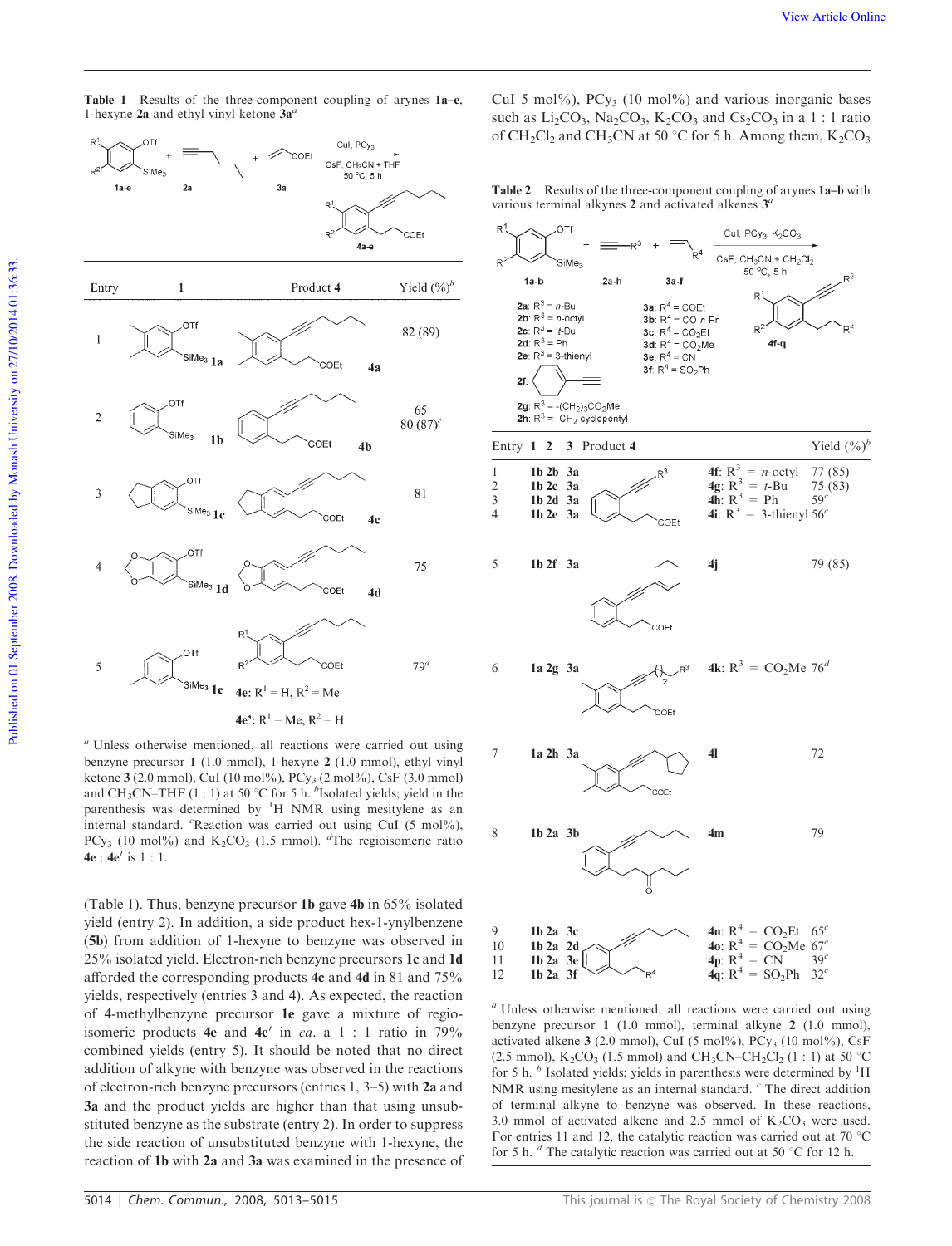**Table 1** Results of the three-component coupling of arynes **1a–e**, 1-hexyne **2a** and ethyl vinyl ketone **3a**[a]

| Entry | 1 | Product 4 | Yield (%)[b] |
|---|---|---|---|
| 1 | 1a | 4a | 82 (89) |
| 2 | 1b | 4b | 65<br>80 (87)[c] |
| 3 | 1c | 4c | 81 |
| 4 | 1d | 4d | 75 |
| 5 | 1e | 4e: $R^1$ = H, $R^2$ = Me<br>4e′: $R^1$ = Me, $R^2$ = H | 79[d] |

[a] Unless otherwise mentioned, all reactions were carried out using benzyne precursor **1** (1.0 mmol), 1-hexyne **2** (1.0 mmol), ethyl vinyl ketone **3** (2.0 mmol), CuI (10 mol%), $PCy_3$ (2 mol%), CsF (3.0 mmol) and $CH_3CN$–THF (1 : 1) at 50 °C for 5 h. [b] Isolated yields; yield in the parenthesis was determined by $^1$H NMR using mesitylene as an internal standard. [c] Reaction was carried out using CuI (5 mol%), $PCy_3$ (10 mol%) and $K_2CO_3$ (1.5 mmol). [d] The regioisomeric ratio **4e** : **4e′** is 1 : 1.

(Table 1). Thus, benzyne precursor **1b** gave **4b** in 65% isolated yield (entry 2). In addition, a side product hex-1-ynylbenzene (**5b**) from addition of 1-hexyne to benzyne was observed in 25% isolated yield. Electron-rich benzyne precursors **1c** and **1d** afforded the corresponding products **4c** and **4d** in 81 and 75% yields, respectively (entries 3 and 4). As expected, the reaction of 4-methylbenzyne precursor **1e** gave a mixture of regioisomeric products **4e** and **4e′** in *ca.* a 1 : 1 ratio in 79% combined yields (entry 5). It should be noted that no direct addition of alkyne with benzyne was observed in the reactions of electron-rich benzyne precursors (entries 1, 3–5) with **2a** and **3a** and the product yields are higher than that using unsubstituted benzyne as the substrate (entry 2). In order to suppress the side reaction of unsubstituted benzyne with 1-hexyne, the reaction of **1b** with **2a** and **3a** was examined in the presence of CuI 5 mol%), $PCy_3$ (10 mol%) and various inorganic bases such as $Li_2CO_3$, $Na_2CO_3$, $K_2CO_3$ and $Cs_2CO_3$ in a 1 : 1 ratio of $CH_2Cl_2$ and $CH_3CN$ at 50 °C for 5 h. Among them, $K_2CO_3$

**Table 2** Results of the three-component coupling of arynes **1a–b** with various terminal alkynes **2** and activated alkenes **3**[a]

**2a**: $R^3$ = *n*-Bu; **2b**: $R^3$ = *n*-octyl; **2c**: $R^3$ = *t*-Bu; **2d**: $R^3$ = Ph; **2e**: $R^3$ = 3-thienyl; **2f**: cyclohexenyl; **2g**: $R^3$ = -$(CH_2)_3CO_2Me$; **2h**: $R^3$ = -$CH_2$-cyclopentyl

**3a**: $R^4$ = COEt; **3b**: $R^4$ = CO-*n*-Pr; **3c**: $R^4$ = $CO_2Et$; **3d**: $R^4$ = $CO_2Me$; **3e**: $R^4$ = CN; **3f**: $R^4$ = $SO_2Ph$

| Entry | 1 | 2 | 3 | Product 4 | Yield (%)[b] |
|---|---|---|---|---|---|
| 1 | 1b | 2b | 3a | 4f: $R^3$ = *n*-octyl | 77 (85) |
| 2 | 1b | 2c | 3a | 4g: $R^3$ = *t*-Bu | 75 (83) |
| 3 | 1b | 2d | 3a | 4h: $R^3$ = Ph | 59[c] |
| 4 | 1b | 2e | 3a | 4i: $R^3$ = 3-thienyl | 56[c] |
| 5 | 1b | 2f | 3a | 4j | 79 (85) |
| 6 | 1a | 2g | 3a | 4k: $R^3$ = $CO_2Me$ | 76[d] |
| 7 | 1a | 2h | 3a | 4l | 72 |
| 8 | 1b | 2a | 3b | 4m | 79 |
| 9 | 1b | 2a | 3c | 4n: $R^4$ = $CO_2Et$ | 65[c] |
| 10 | 1b | 2a | 2d | 4o: $R^4$ = $CO_2Me$ | 67[c] |
| 11 | 1b | 2a | 3e | 4p: $R^4$ = CN | 39[c] |
| 12 | 1b | 2a | 3f | 4q: $R^4$ = $SO_2Ph$ | 32[c] |

[a] Unless otherwise mentioned, all reactions were carried out using benzyne precursor **1** (1.0 mmol), terminal alkyne **2** (1.0 mmol), activated alkene **3** (2.0 mmol), CuI (5 mol%), $PCy_3$ (10 mol%), CsF (2.5 mmol), $K_2CO_3$ (1.5 mmol) and $CH_3CN$–$CH_2Cl_2$ (1 : 1) at 50 °C for 5 h. [b] Isolated yields; yields in parenthesis were determined by $^1$H NMR using mesitylene as an internal standard. [c] The direct addition of terminal alkyne to benzyne was observed. In these reactions, 3.0 mmol of activated alkene and 2.5 mmol of $K_2CO_3$ were used. For entries 11 and 12, the catalytic reaction was carried out at 70 °C for 5 h. [d] The catalytic reaction was carried out at 50 °C for 12 h.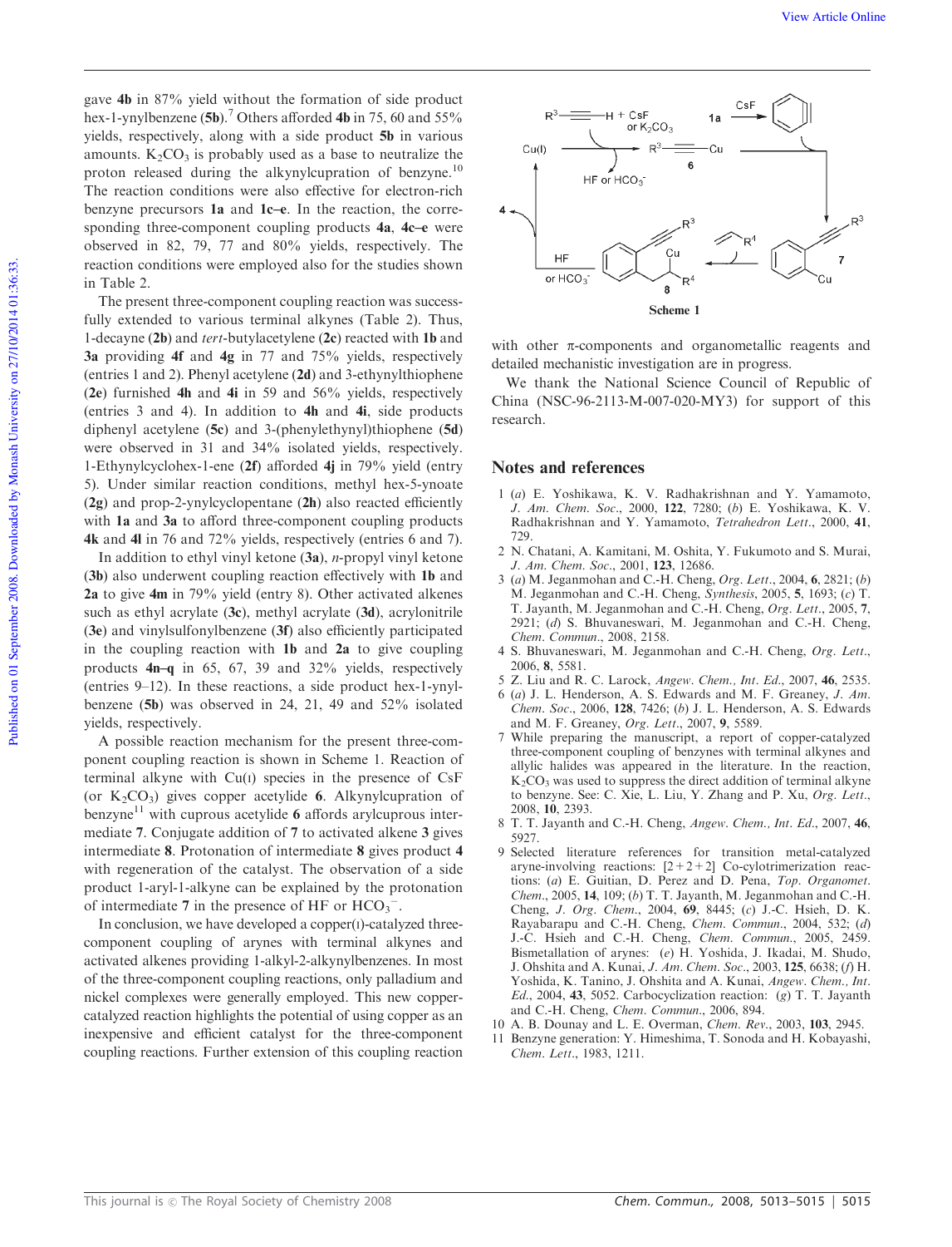gave **4b** in 87% yield without the formation of side product hex-1-ynylbenzene (**5b**).[7] Others afforded **4b** in 75, 60 and 55% yields, respectively, along with a side product **5b** in various amounts. $K_2CO_3$ is probably used as a base to neutralize the proton released during the alkynylcupration of benzyne.[10] The reaction conditions were also effective for electron-rich benzyne precursors **1a** and **1c–e**. In the reaction, the corresponding three-component coupling products **4a**, **4c–e** were observed in 82, 79, 77 and 80% yields, respectively. The reaction conditions were employed also for the studies shown in Table 2.

The present three-component coupling reaction was successfully extended to various terminal alkynes (Table 2). Thus, 1-decayne (**2b**) and *tert*-butylacetylene (**2c**) reacted with **1b** and **3a** providing **4f** and **4g** in 77 and 75% yields, respectively (entries 1 and 2). Phenyl acetylene (**2d**) and 3-ethynylthiophene (**2e**) furnished **4h** and **4i** in 59 and 56% yields, respectively (entries 3 and 4). In addition to **4h** and **4i**, side products diphenyl acetylene (**5c**) and 3-(phenylethynyl)thiophene (**5d**) were observed in 31 and 34% isolated yields, respectively. 1-Ethynylcyclohex-1-ene (**2f**) afforded **4j** in 79% yield (entry 5). Under similar reaction conditions, methyl hex-5-ynoate (**2g**) and prop-2-ynylcyclopentane (**2h**) also reacted efficiently with **1a** and **3a** to afford three-component coupling products **4k** and **4l** in 76 and 72% yields, respectively (entries 6 and 7).

In addition to ethyl vinyl ketone (**3a**), *n*-propyl vinyl ketone (**3b**) also underwent coupling reaction effectively with **1b** and **2a** to give **4m** in 79% yield (entry 8). Other activated alkenes such as ethyl acrylate (**3c**), methyl acrylate (**3d**), acrylonitrile (**3e**) and vinylsulfonylbenzene (**3f**) also efficiently participated in the coupling reaction with **1b** and **2a** to give coupling products **4n–q** in 65, 67, 39 and 32% yields, respectively (entries 9–12). In these reactions, a side product hex-1-ynylbenzene (**5b**) was observed in 24, 21, 49 and 52% isolated yields, respectively.

A possible reaction mechanism for the present three-component coupling reaction is shown in Scheme 1. Reaction of terminal alkyne with Cu(I) species in the presence of CsF (or $K_2CO_3$) gives copper acetylide **6**. Alkynylcupration of benzyne[11] with cuprous acetylide **6** affords arylcuprous intermediate **7**. Conjugate addition of **7** to activated alkene **3** gives intermediate **8**. Protonation of intermediate **8** gives product **4** with regeneration of the catalyst. The observation of a side product 1-aryl-1-alkyne can be explained by the protonation of intermediate **7** in the presence of HF or $HCO_3^-$.

In conclusion, we have developed a copper(I)-catalyzed three-component coupling of arynes with terminal alkynes and activated alkenes providing 1-alkyl-2-alkynylbenzenes. In most of the three-component coupling reactions, only palladium and nickel complexes were generally employed. This new copper-catalyzed reaction highlights the potential of using copper as an inexpensive and efficient catalyst for the three-component coupling reactions. Further extension of this coupling reaction with other π-components and organometallic reagents and detailed mechanistic investigation are in progress.

R3—≡—H + CsF or K2CO3
Cu(I)
R3—≡—Cu
6
HF or HCO3-
1a
CsF
4
HF or HCO3-
8
R3
Cu
R4
R4
7
R3
Cu

Scheme 1

We thank the National Science Council of Republic of China (NSC-96-2113-M-007-020-MY3) for support of this research.

## Notes and references

1 (*a*) E. Yoshikawa, K. V. Radhakrishnan and Y. Yamamoto, *J. Am. Chem. Soc.*, 2000, **122**, 7280; (*b*) E. Yoshikawa, K. V. Radhakrishnan and Y. Yamamoto, *Tetrahedron Lett.*, 2000, **41**, 729.

2 N. Chatani, A. Kamitani, M. Oshita, Y. Fukumoto and S. Murai, *J. Am. Chem. Soc.*, 2001, **123**, 12686.

3 (*a*) M. Jeganmohan and C.-H. Cheng, *Org. Lett.*, 2004, **6**, 2821; (*b*) M. Jeganmohan and C.-H. Cheng, *Synthesis*, 2005, **5**, 1693; (*c*) T. T. Jayanth, M. Jeganmohan and C.-H. Cheng, *Org. Lett.*, 2005, **7**, 2921; (*d*) S. Bhuvaneswari, M. Jeganmohan and C.-H. Cheng, *Chem. Commun.*, 2008, 2158.

4 S. Bhuvaneswari, M. Jeganmohan and C.-H. Cheng, *Org. Lett.*, 2006, **8**, 5581.

5 Z. Liu and R. C. Larock, *Angew. Chem., Int. Ed.*, 2007, **46**, 2535.

6 (*a*) J. L. Henderson, A. S. Edwards and M. F. Greaney, *J. Am. Chem. Soc.*, 2006, **128**, 7426; (*b*) J. L. Henderson, A. S. Edwards and M. F. Greaney, *Org. Lett.*, 2007, **9**, 5589.

7 While preparing the manuscript, a report of copper-catalyzed three-component coupling of benzynes with terminal alkynes and allylic halides was appeared in the literature. In the reaction, $K_2CO_3$ was used to suppress the direct addition of terminal alkyne to benzyne. See: C. Xie, L. Liu, Y. Zhang and P. Xu, *Org. Lett.*, 2008, **10**, 2393.

8 T. T. Jayanth and C.-H. Cheng, *Angew. Chem., Int. Ed.*, 2007, **46**, 5927.

9 Selected literature references for transition metal-catalyzed aryne-involving reactions: [2+2+2] Co-cylotrimerization reactions: (*a*) E. Guitian, D. Perez and D. Pena, *Top. Organomet. Chem.*, 2005, **14**, 109; (*b*) T. T. Jayanth, M. Jeganmohan and C.-H. Cheng, *J. Org. Chem.*, 2004, **69**, 8445; (*c*) J.-C. Hsieh, D. K. Rayabarapu and C.-H. Cheng, *Chem. Commun.*, 2004, 532; (*d*) J.-C. Hsieh and C.-H. Cheng, *Chem. Commun.*, 2005, 2459. Bismetallation of arynes: (*e*) H. Yoshida, J. Ikadai, M. Shudo, J. Ohshita and A. Kunai, *J. Am. Chem. Soc.*, 2003, **125**, 6638; (*f*) H. Yoshida, K. Tanino, J. Ohshita and A. Kunai, *Angew. Chem., Int. Ed.*, 2004, **43**, 5052. Carbocyclization reaction: (*g*) T. T. Jayanth and C.-H. Cheng, *Chem. Commun.*, 2006, 894.

10 A. B. Dounay and L. E. Overman, *Chem. Rev.*, 2003, **103**, 2945.

11 Benzyne generation: Y. Himeshima, T. Sonoda and H. Kobayashi, *Chem. Lett.*, 1983, 1211.